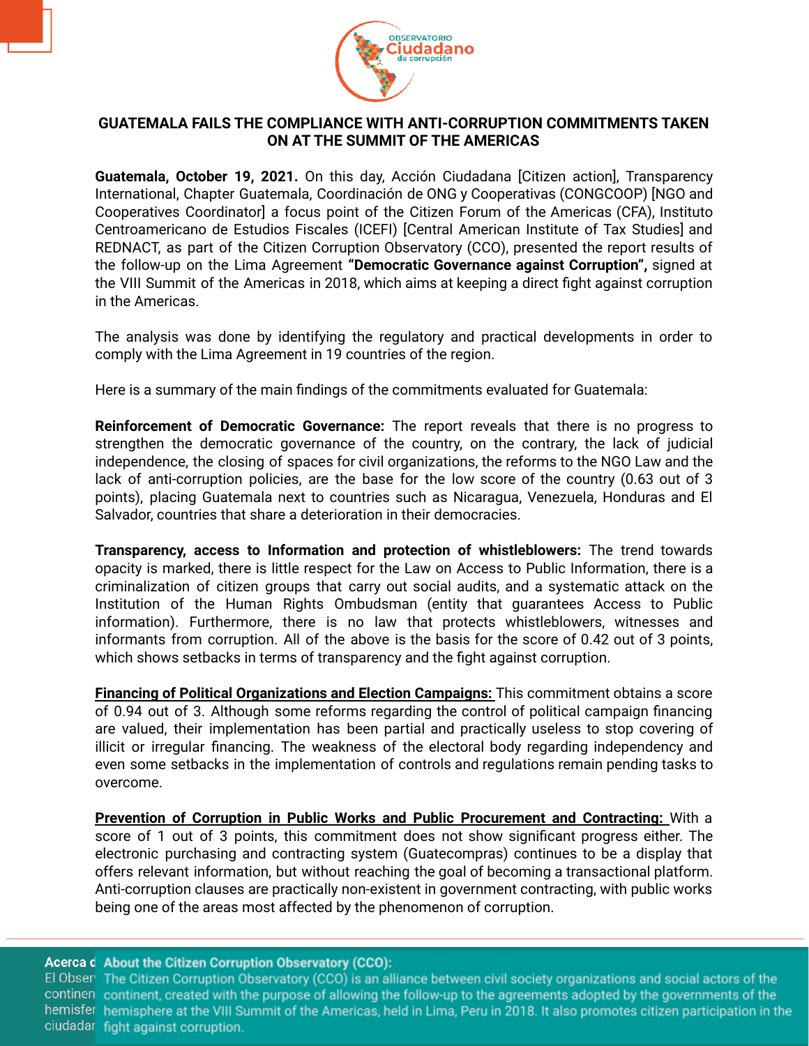# GUATEMALA FAILS THE COMPLIANCE WITH ANTI-CORRUPTION COMMITMENTS TAKEN ON AT THE SUMMIT OF THE AMERICAS

**Guatemala, October 19, 2021.** On this day, Acción Ciudadana [Citizen action], Transparency International, Chapter Guatemala, Coordinación de ONG y Cooperativas (CONGCOOP) [NGO and Cooperatives Coordinator] a focus point of the Citizen Forum of the Americas (CFA), Instituto Centroamericano de Estudios Fiscales (ICEFI) [Central American Institute of Tax Studies] and REDNACT, as part of the Citizen Corruption Observatory (CCO), presented the report results of the follow-up on the Lima Agreement **"Democratic Governance against Corruption",** signed at the VIII Summit of the Americas in 2018, which aims at keeping a direct fight against corruption in the Americas.

The analysis was done by identifying the regulatory and practical developments in order to comply with the Lima Agreement in 19 countries of the region.

Here is a summary of the main findings of the commitments evaluated for Guatemala:

**Reinforcement of Democratic Governance:** The report reveals that there is no progress to strengthen the democratic governance of the country, on the contrary, the lack of judicial independence, the closing of spaces for civil organizations, the reforms to the NGO Law and the lack of anti-corruption policies, are the base for the low score of the country (0.63 out of 3 points), placing Guatemala next to countries such as Nicaragua, Venezuela, Honduras and El Salvador, countries that share a deterioration in their democracies.

**Transparency, access to Information and protection of whistleblowers:** The trend towards opacity is marked, there is little respect for the Law on Access to Public Information, there is a criminalization of citizen groups that carry out social audits, and a systematic attack on the Institution of the Human Rights Ombudsman (entity that guarantees Access to Public information). Furthermore, there is no law that protects whistleblowers, witnesses and informants from corruption. All of the above is the basis for the score of 0.42 out of 3 points, which shows setbacks in terms of transparency and the fight against corruption.

**Financing of Political Organizations and Election Campaigns:** This commitment obtains a score of 0.94 out of 3. Although some reforms regarding the control of political campaign financing are valued, their implementation has been partial and practically useless to stop covering of illicit or irregular financing. The weakness of the electoral body regarding independency and even some setbacks in the implementation of controls and regulations remain pending tasks to overcome.

**Prevention of Corruption in Public Works and Public Procurement and Contracting:** With a score of 1 out of 3 points, this commitment does not show significant progress either. The electronic purchasing and contracting system (Guatecompras) continues to be a display that offers relevant information, but without reaching the goal of becoming a transactional platform. Anti-corruption clauses are practically non-existent in government contracting, with public works being one of the areas most affected by the phenomenon of corruption.

**About the Citizen Corruption Observatory (CCO):**
The Citizen Corruption Observatory (CCO) is an alliance between civil society organizations and social actors of the continent, created with the purpose of allowing the follow-up to the agreements adopted by the governments of the hemisphere at the VIII Summit of the Americas, held in Lima, Peru in 2018. It also promotes citizen participation in the fight against corruption.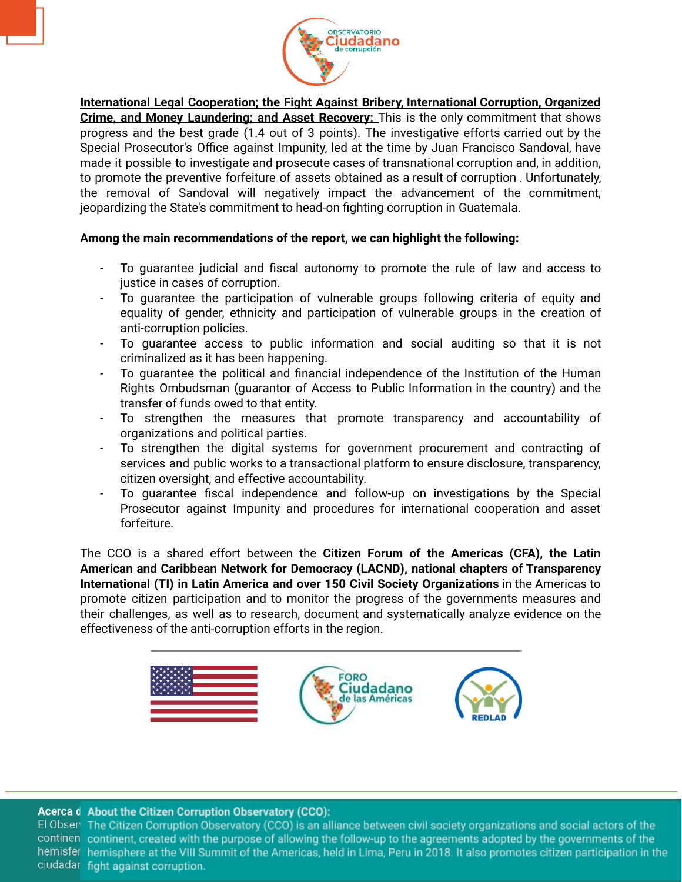**International Legal Cooperation; the Fight Against Bribery, International Corruption, Organized Crime, and Money Laundering; and Asset Recovery:** This is the only commitment that shows progress and the best grade (1.4 out of 3 points). The investigative efforts carried out by the Special Prosecutor's Office against Impunity, led at the time by Juan Francisco Sandoval, have made it possible to investigate and prosecute cases of transnational corruption and, in addition, to promote the preventive forfeiture of assets obtained as a result of corruption . Unfortunately, the removal of Sandoval will negatively impact the advancement of the commitment, jeopardizing the State's commitment to head-on fighting corruption in Guatemala.

**Among the main recommendations of the report, we can highlight the following:**

- To guarantee judicial and fiscal autonomy to promote the rule of law and access to justice in cases of corruption.
- To guarantee the participation of vulnerable groups following criteria of equity and equality of gender, ethnicity and participation of vulnerable groups in the creation of anti-corruption policies.
- To guarantee access to public information and social auditing so that it is not criminalized as it has been happening.
- To guarantee the political and financial independence of the Institution of the Human Rights Ombudsman (guarantor of Access to Public Information in the country) and the transfer of funds owed to that entity.
- To strengthen the measures that promote transparency and accountability of organizations and political parties.
- To strengthen the digital systems for government procurement and contracting of services and public works to a transactional platform to ensure disclosure, transparency, citizen oversight, and effective accountability.
- To guarantee fiscal independence and follow-up on investigations by the Special Prosecutor against Impunity and procedures for international cooperation and asset forfeiture.

The CCO is a shared effort between the **Citizen Forum of the Americas (CFA), the Latin American and Caribbean Network for Democracy (LACND), national chapters of Transparency International (TI) in Latin America and over 150 Civil Society Organizations** in the Americas to promote citizen participation and to monitor the progress of the governments measures and their challenges, as well as to research, document and systematically analyze evidence on the effectiveness of the anti-corruption efforts in the region.

**About the Citizen Corruption Observatory (CCO):**

The Citizen Corruption Observatory (CCO) is an alliance between civil society organizations and social actors of the continent, created with the purpose of allowing the follow-up to the agreements adopted by the governments of the hemisphere at the VIII Summit of the Americas, held in Lima, Peru in 2018. It also promotes citizen participation in the fight against corruption.